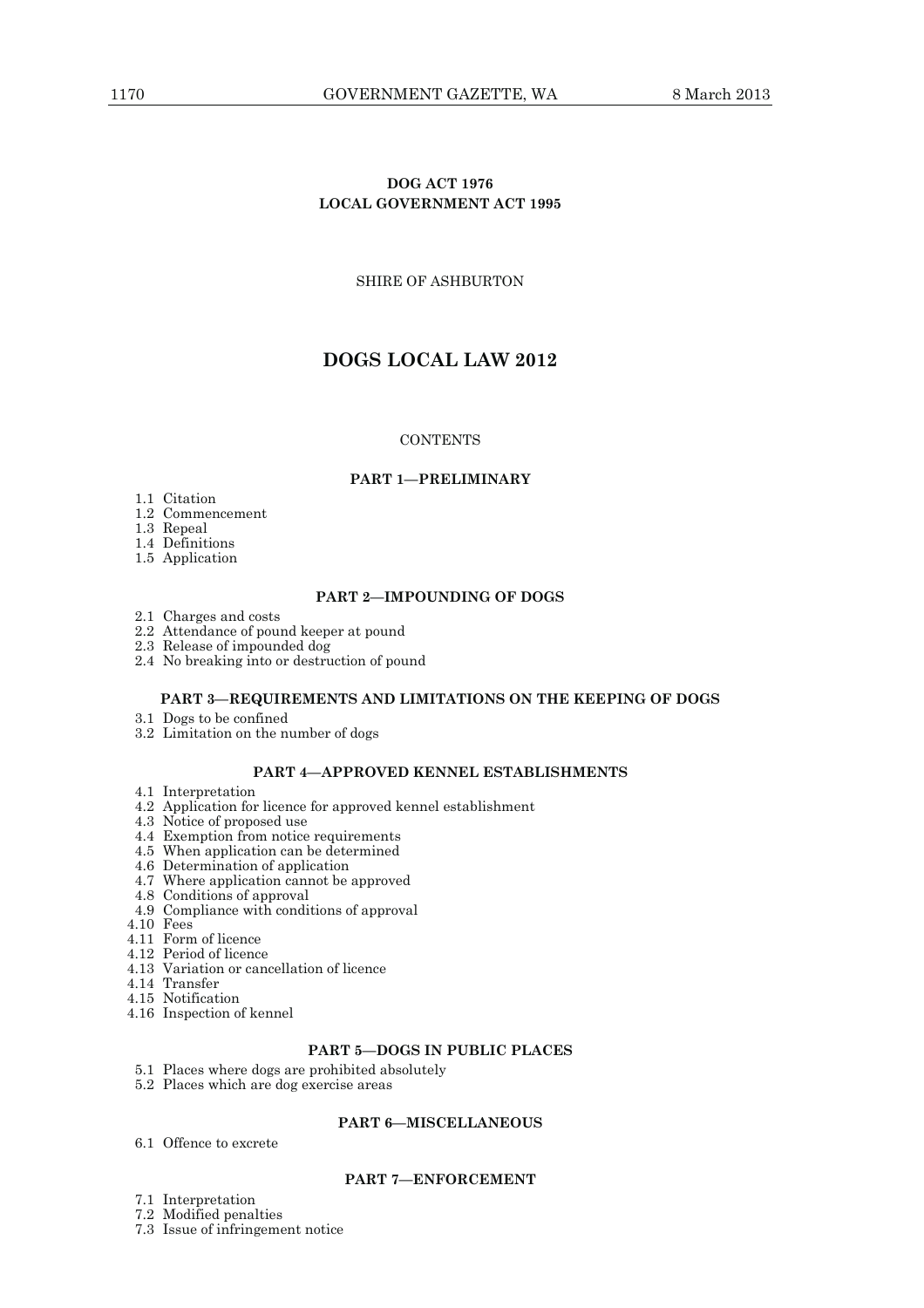**DOG ACT 1976**
**LOCAL GOVERNMENT ACT 1995**

SHIRE OF ASHBURTON

# DOGS LOCAL LAW 2012

CONTENTS

## PART 1—PRELIMINARY

1.1 Citation
1.2 Commencement
1.3 Repeal
1.4 Definitions
1.5 Application

## PART 2—IMPOUNDING OF DOGS

2.1 Charges and costs
2.2 Attendance of pound keeper at pound
2.3 Release of impounded dog
2.4 No breaking into or destruction of pound

## PART 3—REQUIREMENTS AND LIMITATIONS ON THE KEEPING OF DOGS

3.1 Dogs to be confined
3.2 Limitation on the number of dogs

## PART 4—APPROVED KENNEL ESTABLISHMENTS

4.1 Interpretation
4.2 Application for licence for approved kennel establishment
4.3 Notice of proposed use
4.4 Exemption from notice requirements
4.5 When application can be determined
4.6 Determination of application
4.7 Where application cannot be approved
4.8 Conditions of approval
4.9 Compliance with conditions of approval
4.10 Fees
4.11 Form of licence
4.12 Period of licence
4.13 Variation or cancellation of licence
4.14 Transfer
4.15 Notification
4.16 Inspection of kennel

## PART 5—DOGS IN PUBLIC PLACES

5.1 Places where dogs are prohibited absolutely
5.2 Places which are dog exercise areas

## PART 6—MISCELLANEOUS

6.1 Offence to excrete

## PART 7—ENFORCEMENT

7.1 Interpretation
7.2 Modified penalties
7.3 Issue of infringement notice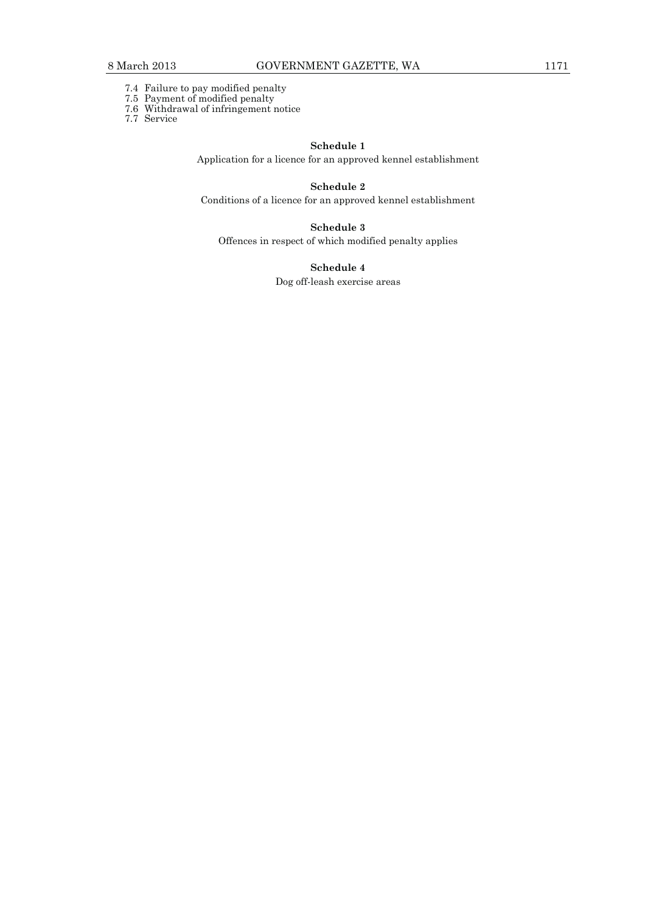7.4 Failure to pay modified penalty
7.5 Payment of modified penalty
7.6 Withdrawal of infringement notice
7.7 Service

**Schedule 1**

Application for a licence for an approved kennel establishment

**Schedule 2**

Conditions of a licence for an approved kennel establishment

**Schedule 3**

Offences in respect of which modified penalty applies

**Schedule 4**

Dog off-leash exercise areas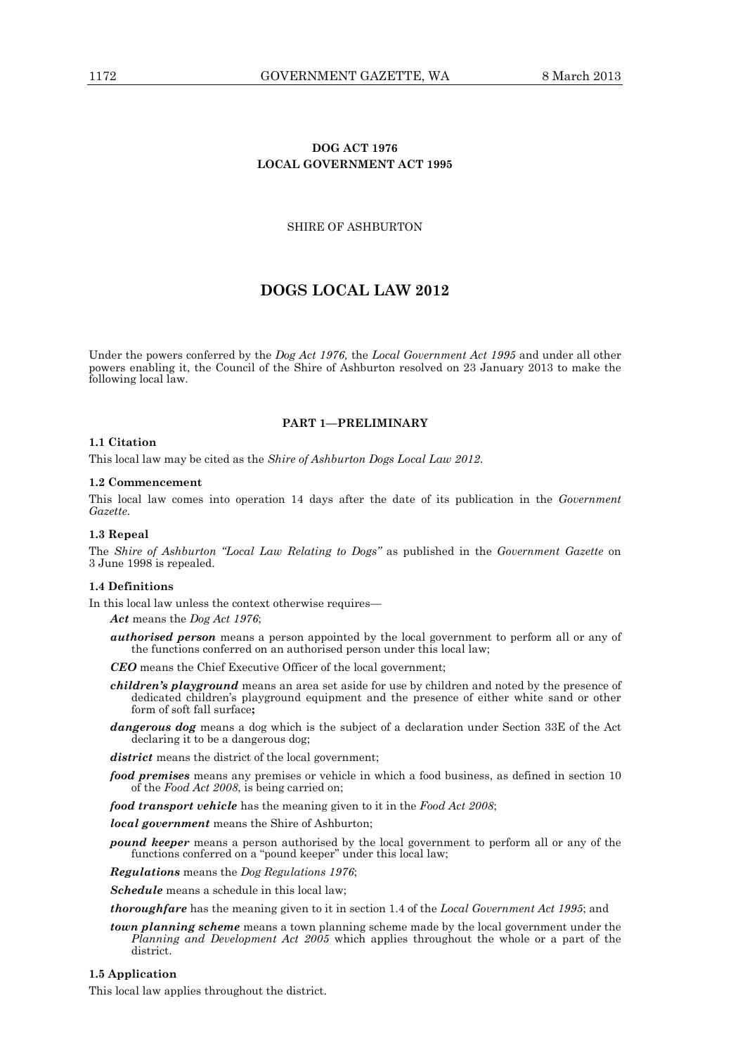**DOG ACT 1976**
**LOCAL GOVERNMENT ACT 1995**

SHIRE OF ASHBURTON

# DOGS LOCAL LAW 2012

Under the powers conferred by the *Dog Act 1976,* the *Local Government Act 1995* and under all other powers enabling it, the Council of the Shire of Ashburton resolved on 23 January 2013 to make the following local law.

## PART 1—PRELIMINARY

### 1.1 Citation

This local law may be cited as the *Shire of Ashburton Dogs Local Law 2012.*

### 1.2 Commencement

This local law comes into operation 14 days after the date of its publication in the *Government Gazette.*

### 1.3 Repeal

The *Shire of Ashburton "Local Law Relating to Dogs"* as published in the *Government Gazette* on 3 June 1998 is repealed.

### 1.4 Definitions

In this local law unless the context otherwise requires—

***Act*** means the *Dog Act 1976*;

***authorised person*** means a person appointed by the local government to perform all or any of the functions conferred on an authorised person under this local law;

***CEO*** means the Chief Executive Officer of the local government;

***children's playground*** means an area set aside for use by children and noted by the presence of dedicated children's playground equipment and the presence of either white sand or other form of soft fall surface**;**

***dangerous dog*** means a dog which is the subject of a declaration under Section 33E of the Act declaring it to be a dangerous dog;

***district*** means the district of the local government;

***food premises*** means any premises or vehicle in which a food business, as defined in section 10 of the *Food Act 2008*, is being carried on;

***food transport vehicle*** has the meaning given to it in the *Food Act 2008*;

***local government*** means the Shire of Ashburton;

***pound keeper*** means a person authorised by the local government to perform all or any of the functions conferred on a "pound keeper" under this local law;

***Regulations*** means the *Dog Regulations 1976*;

***Schedule*** means a schedule in this local law;

***thoroughfare*** has the meaning given to it in section 1.4 of the *Local Government Act 1995*; and

***town planning scheme*** means a town planning scheme made by the local government under the *Planning and Development Act 2005* which applies throughout the whole or a part of the district.

### 1.5 Application

This local law applies throughout the district.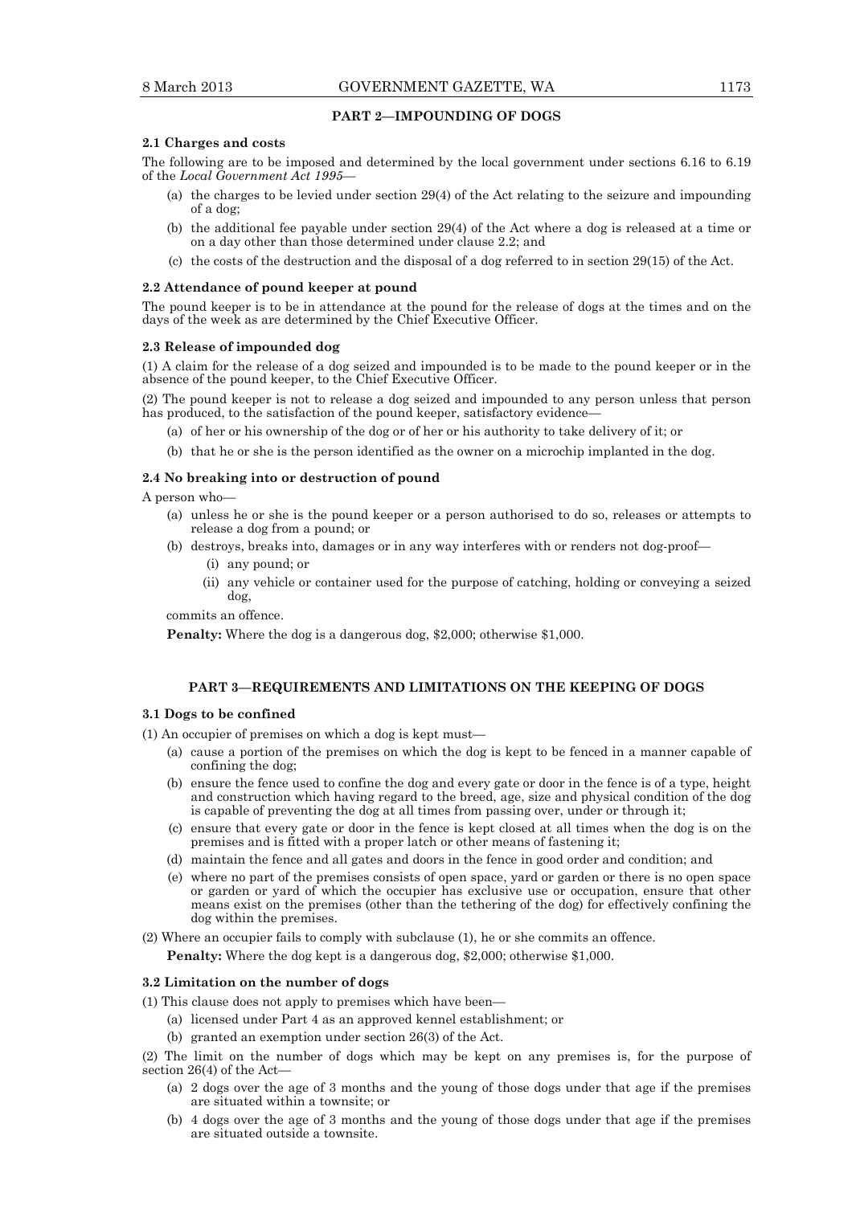## PART 2—IMPOUNDING OF DOGS

### 2.1 Charges and costs

The following are to be imposed and determined by the local government under sections 6.16 to 6.19 of the *Local Government Act 1995*—

(a) the charges to be levied under section 29(4) of the Act relating to the seizure and impounding of a dog;

(b) the additional fee payable under section 29(4) of the Act where a dog is released at a time or on a day other than those determined under clause 2.2; and

(c) the costs of the destruction and the disposal of a dog referred to in section 29(15) of the Act.

### 2.2 Attendance of pound keeper at pound

The pound keeper is to be in attendance at the pound for the release of dogs at the times and on the days of the week as are determined by the Chief Executive Officer.

### 2.3 Release of impounded dog

(1) A claim for the release of a dog seized and impounded is to be made to the pound keeper or in the absence of the pound keeper, to the Chief Executive Officer.

(2) The pound keeper is not to release a dog seized and impounded to any person unless that person has produced, to the satisfaction of the pound keeper, satisfactory evidence—

(a) of her or his ownership of the dog or of her or his authority to take delivery of it; or

(b) that he or she is the person identified as the owner on a microchip implanted in the dog.

### 2.4 No breaking into or destruction of pound

A person who—

(a) unless he or she is the pound keeper or a person authorised to do so, releases or attempts to release a dog from a pound; or

(b) destroys, breaks into, damages or in any way interferes with or renders not dog-proof—

(i) any pound; or

(ii) any vehicle or container used for the purpose of catching, holding or conveying a seized dog,

commits an offence.

**Penalty:** Where the dog is a dangerous dog, $2,000; otherwise $1,000.

## PART 3—REQUIREMENTS AND LIMITATIONS ON THE KEEPING OF DOGS

### 3.1 Dogs to be confined

(1) An occupier of premises on which a dog is kept must—

(a) cause a portion of the premises on which the dog is kept to be fenced in a manner capable of confining the dog;

(b) ensure the fence used to confine the dog and every gate or door in the fence is of a type, height and construction which having regard to the breed, age, size and physical condition of the dog is capable of preventing the dog at all times from passing over, under or through it;

(c) ensure that every gate or door in the fence is kept closed at all times when the dog is on the premises and is fitted with a proper latch or other means of fastening it;

(d) maintain the fence and all gates and doors in the fence in good order and condition; and

(e) where no part of the premises consists of open space, yard or garden or there is no open space or garden or yard of which the occupier has exclusive use or occupation, ensure that other means exist on the premises (other than the tethering of the dog) for effectively confining the dog within the premises.

(2) Where an occupier fails to comply with subclause (1), he or she commits an offence.

**Penalty:** Where the dog kept is a dangerous dog, $2,000; otherwise $1,000.

### 3.2 Limitation on the number of dogs

(1) This clause does not apply to premises which have been—

(a) licensed under Part 4 as an approved kennel establishment; or

(b) granted an exemption under section 26(3) of the Act.

(2) The limit on the number of dogs which may be kept on any premises is, for the purpose of section 26(4) of the Act—

(a) 2 dogs over the age of 3 months and the young of those dogs under that age if the premises are situated within a townsite; or

(b) 4 dogs over the age of 3 months and the young of those dogs under that age if the premises are situated outside a townsite.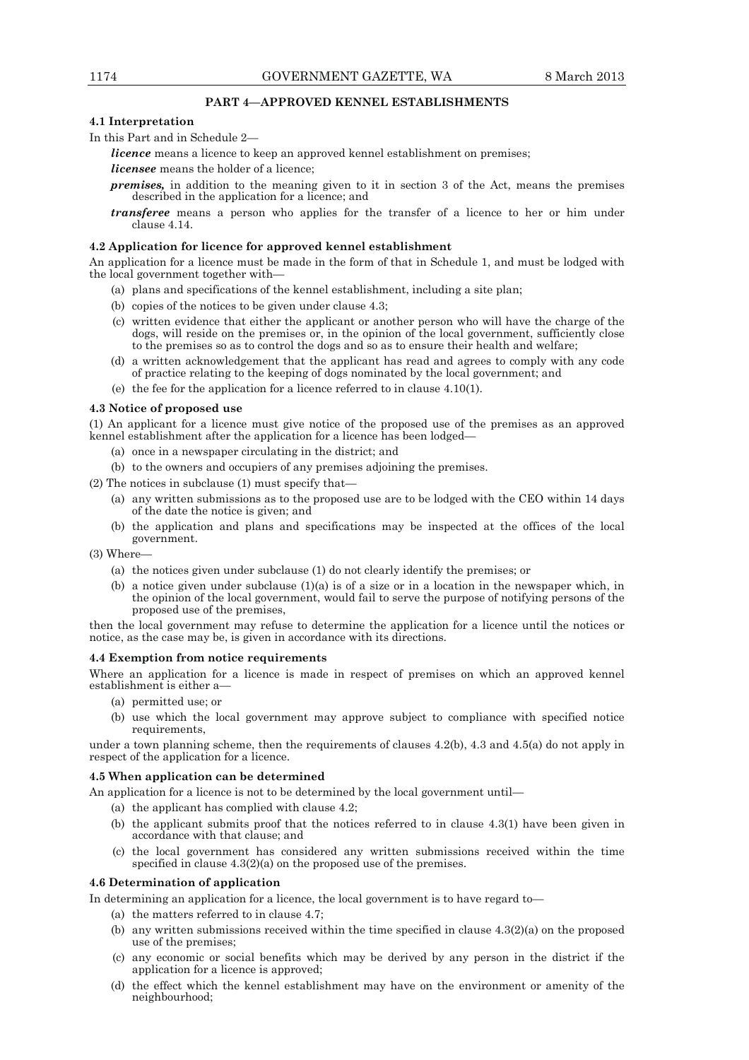## PART 4—APPROVED KENNEL ESTABLISHMENTS

### 4.1 Interpretation

In this Part and in Schedule 2—

***licence*** means a licence to keep an approved kennel establishment on premises;

***licensee*** means the holder of a licence;

***premises,*** in addition to the meaning given to it in section 3 of the Act, means the premises described in the application for a licence; and

***transferee*** means a person who applies for the transfer of a licence to her or him under clause 4.14.

### 4.2 Application for licence for approved kennel establishment

An application for a licence must be made in the form of that in Schedule 1, and must be lodged with the local government together with—

(a) plans and specifications of the kennel establishment, including a site plan;

(b) copies of the notices to be given under clause 4.3;

(c) written evidence that either the applicant or another person who will have the charge of the dogs, will reside on the premises or, in the opinion of the local government, sufficiently close to the premises so as to control the dogs and so as to ensure their health and welfare;

(d) a written acknowledgement that the applicant has read and agrees to comply with any code of practice relating to the keeping of dogs nominated by the local government; and

(e) the fee for the application for a licence referred to in clause 4.10(1).

### 4.3 Notice of proposed use

(1) An applicant for a licence must give notice of the proposed use of the premises as an approved kennel establishment after the application for a licence has been lodged—

(a) once in a newspaper circulating in the district; and

(b) to the owners and occupiers of any premises adjoining the premises.

(2) The notices in subclause (1) must specify that—

(a) any written submissions as to the proposed use are to be lodged with the CEO within 14 days of the date the notice is given; and

(b) the application and plans and specifications may be inspected at the offices of the local government.

(3) Where—

(a) the notices given under subclause (1) do not clearly identify the premises; or

(b) a notice given under subclause (1)(a) is of a size or in a location in the newspaper which, in the opinion of the local government, would fail to serve the purpose of notifying persons of the proposed use of the premises,

then the local government may refuse to determine the application for a licence until the notices or notice, as the case may be, is given in accordance with its directions.

### 4.4 Exemption from notice requirements

Where an application for a licence is made in respect of premises on which an approved kennel establishment is either a—

(a) permitted use; or

(b) use which the local government may approve subject to compliance with specified notice requirements,

under a town planning scheme, then the requirements of clauses 4.2(b), 4.3 and 4.5(a) do not apply in respect of the application for a licence.

### 4.5 When application can be determined

An application for a licence is not to be determined by the local government until—

(a) the applicant has complied with clause 4.2;

(b) the applicant submits proof that the notices referred to in clause 4.3(1) have been given in accordance with that clause; and

(c) the local government has considered any written submissions received within the time specified in clause 4.3(2)(a) on the proposed use of the premises.

### 4.6 Determination of application

In determining an application for a licence, the local government is to have regard to—

(a) the matters referred to in clause 4.7;

(b) any written submissions received within the time specified in clause 4.3(2)(a) on the proposed use of the premises;

(c) any economic or social benefits which may be derived by any person in the district if the application for a licence is approved;

(d) the effect which the kennel establishment may have on the environment or amenity of the neighbourhood;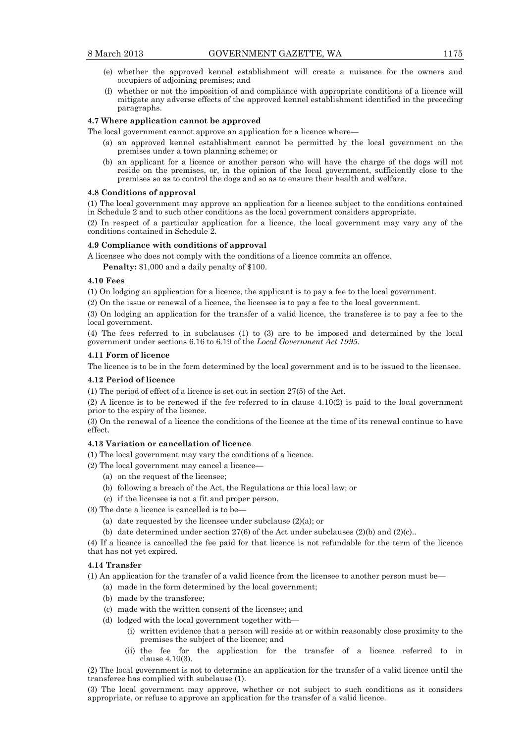(e) whether the approved kennel establishment will create a nuisance for the owners and occupiers of adjoining premises; and

(f) whether or not the imposition of and compliance with appropriate conditions of a licence will mitigate any adverse effects of the approved kennel establishment identified in the preceding paragraphs.

**4.7 Where application cannot be approved**

The local government cannot approve an application for a licence where—

(a) an approved kennel establishment cannot be permitted by the local government on the premises under a town planning scheme; or

(b) an applicant for a licence or another person who will have the charge of the dogs will not reside on the premises, or, in the opinion of the local government, sufficiently close to the premises so as to control the dogs and so as to ensure their health and welfare.

**4.8 Conditions of approval**

(1) The local government may approve an application for a licence subject to the conditions contained in Schedule 2 and to such other conditions as the local government considers appropriate.

(2) In respect of a particular application for a licence, the local government may vary any of the conditions contained in Schedule 2.

**4.9 Compliance with conditions of approval**

A licensee who does not comply with the conditions of a licence commits an offence.

**Penalty:** $1,000 and a daily penalty of $100.

**4.10 Fees**

(1) On lodging an application for a licence, the applicant is to pay a fee to the local government.

(2) On the issue or renewal of a licence, the licensee is to pay a fee to the local government.

(3) On lodging an application for the transfer of a valid licence, the transferee is to pay a fee to the local government.

(4) The fees referred to in subclauses (1) to (3) are to be imposed and determined by the local government under sections 6.16 to 6.19 of the *Local Government Act 1995*.

**4.11 Form of licence**

The licence is to be in the form determined by the local government and is to be issued to the licensee.

**4.12 Period of licence**

(1) The period of effect of a licence is set out in section 27(5) of the Act.

(2) A licence is to be renewed if the fee referred to in clause 4.10(2) is paid to the local government prior to the expiry of the licence.

(3) On the renewal of a licence the conditions of the licence at the time of its renewal continue to have effect.

**4.13 Variation or cancellation of licence**

(1) The local government may vary the conditions of a licence.

(2) The local government may cancel a licence—

(a) on the request of the licensee;

(b) following a breach of the Act, the Regulations or this local law; or

(c) if the licensee is not a fit and proper person.

(3) The date a licence is cancelled is to be—

(a) date requested by the licensee under subclause (2)(a); or

(b) date determined under section 27(6) of the Act under subclauses (2)(b) and (2)(c)..

(4) If a licence is cancelled the fee paid for that licence is not refundable for the term of the licence that has not yet expired.

**4.14 Transfer**

(1) An application for the transfer of a valid licence from the licensee to another person must be—

(a) made in the form determined by the local government;

(b) made by the transferee;

(c) made with the written consent of the licensee; and

(d) lodged with the local government together with—

(i) written evidence that a person will reside at or within reasonably close proximity to the premises the subject of the licence; and

(ii) the fee for the application for the transfer of a licence referred to in clause 4.10(3).

(2) The local government is not to determine an application for the transfer of a valid licence until the transferee has complied with subclause (1).

(3) The local government may approve, whether or not subject to such conditions as it considers appropriate, or refuse to approve an application for the transfer of a valid licence.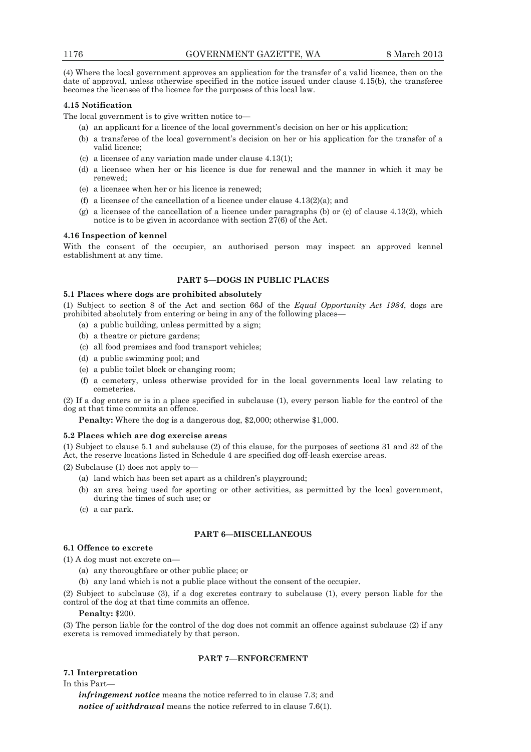(4) Where the local government approves an application for the transfer of a valid licence, then on the date of approval, unless otherwise specified in the notice issued under clause 4.15(b), the transferee becomes the licensee of the licence for the purposes of this local law.

**4.15 Notification**

The local government is to give written notice to—

(a) an applicant for a licence of the local government's decision on her or his application;

(b) a transferee of the local government's decision on her or his application for the transfer of a valid licence;

(c) a licensee of any variation made under clause 4.13(1);

(d) a licensee when her or his licence is due for renewal and the manner in which it may be renewed;

(e) a licensee when her or his licence is renewed;

(f) a licensee of the cancellation of a licence under clause 4.13(2)(a); and

(g) a licensee of the cancellation of a licence under paragraphs (b) or (c) of clause 4.13(2), which notice is to be given in accordance with section 27(6) of the Act.

**4.16 Inspection of kennel**

With the consent of the occupier, an authorised person may inspect an approved kennel establishment at any time.

## PART 5—DOGS IN PUBLIC PLACES

**5.1 Places where dogs are prohibited absolutely**

(1) Subject to section 8 of the Act and section 66J of the *Equal Opportunity Act 1984*, dogs are prohibited absolutely from entering or being in any of the following places—

(a) a public building, unless permitted by a sign;

(b) a theatre or picture gardens;

(c) all food premises and food transport vehicles;

(d) a public swimming pool; and

(e) a public toilet block or changing room;

(f) a cemetery, unless otherwise provided for in the local governments local law relating to cemeteries.

(2) If a dog enters or is in a place specified in subclause (1), every person liable for the control of the dog at that time commits an offence.

**Penalty:** Where the dog is a dangerous dog, $2,000; otherwise $1,000.

**5.2 Places which are dog exercise areas**

(1) Subject to clause 5.1 and subclause (2) of this clause, for the purposes of sections 31 and 32 of the Act, the reserve locations listed in Schedule 4 are specified dog off-leash exercise areas.

(2) Subclause (1) does not apply to—

(a) land which has been set apart as a children's playground;

(b) an area being used for sporting or other activities, as permitted by the local government, during the times of such use; or

(c) a car park.

## PART 6—MISCELLANEOUS

**6.1 Offence to excrete**

(1) A dog must not excrete on—

(a) any thoroughfare or other public place; or

(b) any land which is not a public place without the consent of the occupier.

(2) Subject to subclause (3), if a dog excretes contrary to subclause (1), every person liable for the control of the dog at that time commits an offence.

**Penalty:** $200.

(3) The person liable for the control of the dog does not commit an offence against subclause (2) if any excreta is removed immediately by that person.

## PART 7—ENFORCEMENT

**7.1 Interpretation**

In this Part—

***infringement notice*** means the notice referred to in clause 7.3; and

***notice of withdrawal*** means the notice referred to in clause 7.6(1).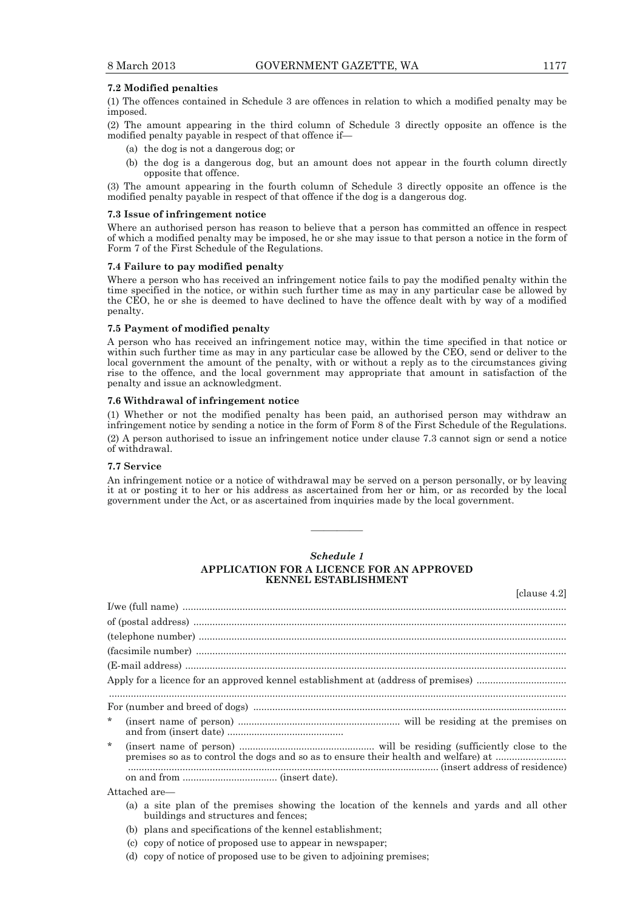### 7.2 Modified penalties

(1) The offences contained in Schedule 3 are offences in relation to which a modified penalty may be imposed.

(2) The amount appearing in the third column of Schedule 3 directly opposite an offence is the modified penalty payable in respect of that offence if—

(a) the dog is not a dangerous dog; or

(b) the dog is a dangerous dog, but an amount does not appear in the fourth column directly opposite that offence.

(3) The amount appearing in the fourth column of Schedule 3 directly opposite an offence is the modified penalty payable in respect of that offence if the dog is a dangerous dog.

### 7.3 Issue of infringement notice

Where an authorised person has reason to believe that a person has committed an offence in respect of which a modified penalty may be imposed, he or she may issue to that person a notice in the form of Form 7 of the First Schedule of the Regulations.

### 7.4 Failure to pay modified penalty

Where a person who has received an infringement notice fails to pay the modified penalty within the time specified in the notice, or within such further time as may in any particular case be allowed by the CEO, he or she is deemed to have declined to have the offence dealt with by way of a modified penalty.

### 7.5 Payment of modified penalty

A person who has received an infringement notice may, within the time specified in that notice or within such further time as may in any particular case be allowed by the CEO, send or deliver to the local government the amount of the penalty, with or without a reply as to the circumstances giving rise to the offence, and the local government may appropriate that amount in satisfaction of the penalty and issue an acknowledgment.

### 7.6 Withdrawal of infringement notice

(1) Whether or not the modified penalty has been paid, an authorised person may withdraw an infringement notice by sending a notice in the form of Form 8 of the First Schedule of the Regulations.

(2) A person authorised to issue an infringement notice under clause 7.3 cannot sign or send a notice of withdrawal.

### 7.7 Service

An infringement notice or a notice of withdrawal may be served on a person personally, or by leaving it at or posting it to her or his address as ascertained from her or him, or as recorded by the local government under the Act, or as ascertained from inquiries made by the local government.

————

## *Schedule 1*

## APPLICATION FOR A LICENCE FOR AN APPROVED KENNEL ESTABLISHMENT

[clause 4.2]

I/we (full name) ..............................................................................................................................

of (postal address) ..........................................................................................................................

(telephone number) ........................................................................................................................

(facsimile number) .........................................................................................................................

(E-mail address) .............................................................................................................................

Apply for a licence for an approved kennel establishment at (address of premises) ..................................

.......................................................................................................................................................

For (number and breed of dogs) .....................................................................................................

\* (insert name of person) ............................................................ will be residing at the premises on and from (insert date) ...........................................

\* (insert name of person) .................................................. will be residing (sufficiently close to the premises so as to control the dogs and so as to ensure their health and welfare) at .......................... .................................................................................................................. (insert address of residence) on and from ................................... (insert date).

Attached are—

(a) a site plan of the premises showing the location of the kennels and yards and all other buildings and structures and fences;

(b) plans and specifications of the kennel establishment;

(c) copy of notice of proposed use to appear in newspaper;

(d) copy of notice of proposed use to be given to adjoining premises;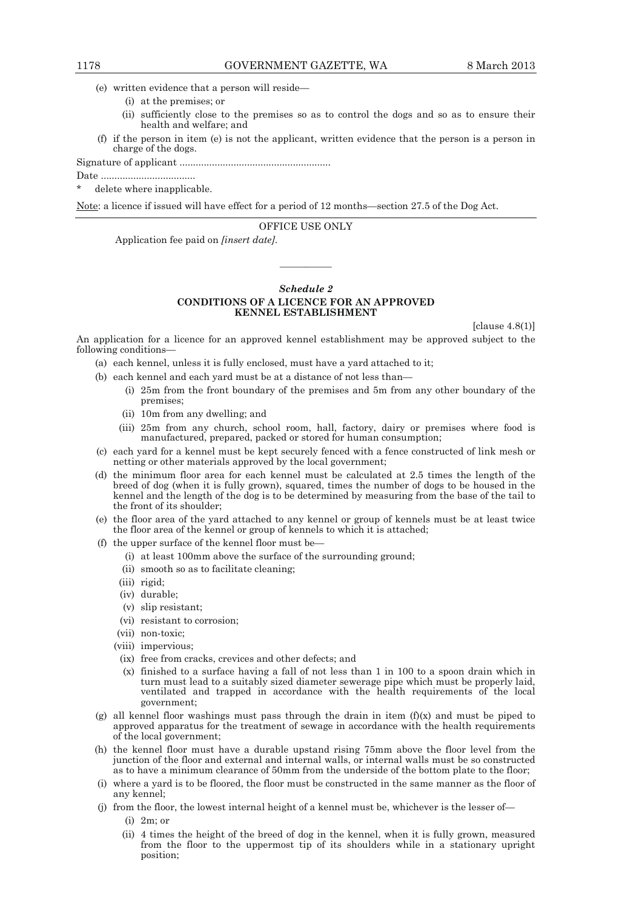(e) written evidence that a person will reside—

(i) at the premises; or

(ii) sufficiently close to the premises so as to control the dogs and so as to ensure their health and welfare; and

(f) if the person in item (e) is not the applicant, written evidence that the person is a person in charge of the dogs.

Signature of applicant ........................................................

Date ...................................

\* delete where inapplicable.

Note: a licence if issued will have effect for a period of 12 months—section 27.5 of the Dog Act.

OFFICE USE ONLY

Application fee paid on *[insert date]*.

———————

## *Schedule 2*

## CONDITIONS OF A LICENCE FOR AN APPROVED KENNEL ESTABLISHMENT

[clause 4.8(1)]

An application for a licence for an approved kennel establishment may be approved subject to the following conditions—

(a) each kennel, unless it is fully enclosed, must have a yard attached to it;

(b) each kennel and each yard must be at a distance of not less than—

(i) 25m from the front boundary of the premises and 5m from any other boundary of the premises;

(ii) 10m from any dwelling; and

(iii) 25m from any church, school room, hall, factory, dairy or premises where food is manufactured, prepared, packed or stored for human consumption;

(c) each yard for a kennel must be kept securely fenced with a fence constructed of link mesh or netting or other materials approved by the local government;

(d) the minimum floor area for each kennel must be calculated at 2.5 times the length of the breed of dog (when it is fully grown), squared, times the number of dogs to be housed in the kennel and the length of the dog is to be determined by measuring from the base of the tail to the front of its shoulder;

(e) the floor area of the yard attached to any kennel or group of kennels must be at least twice the floor area of the kennel or group of kennels to which it is attached;

(f) the upper surface of the kennel floor must be—

(i) at least 100mm above the surface of the surrounding ground;

(ii) smooth so as to facilitate cleaning;

(iii) rigid;

(iv) durable;

(v) slip resistant;

(vi) resistant to corrosion;

(vii) non-toxic;

(viii) impervious;

(ix) free from cracks, crevices and other defects; and

(x) finished to a surface having a fall of not less than 1 in 100 to a spoon drain which in turn must lead to a suitably sized diameter sewerage pipe which must be properly laid, ventilated and trapped in accordance with the health requirements of the local government;

(g) all kennel floor washings must pass through the drain in item (f)(x) and must be piped to approved apparatus for the treatment of sewage in accordance with the health requirements of the local government;

(h) the kennel floor must have a durable upstand rising 75mm above the floor level from the junction of the floor and external and internal walls, or internal walls must be so constructed as to have a minimum clearance of 50mm from the underside of the bottom plate to the floor;

(i) where a yard is to be floored, the floor must be constructed in the same manner as the floor of any kennel;

(j) from the floor, the lowest internal height of a kennel must be, whichever is the lesser of—

(i) 2m; or

(ii) 4 times the height of the breed of dog in the kennel, when it is fully grown, measured from the floor to the uppermost tip of its shoulders while in a stationary upright position;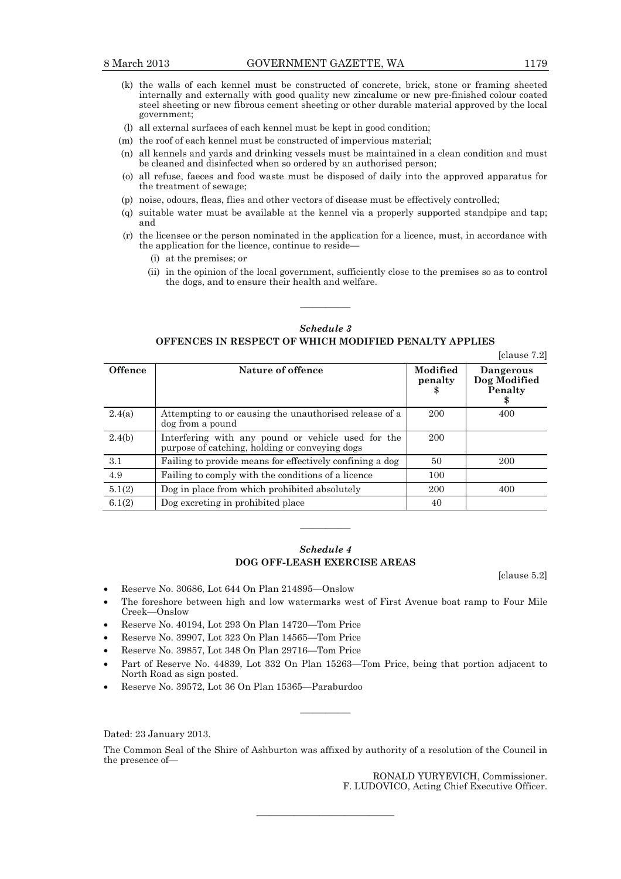(k) the walls of each kennel must be constructed of concrete, brick, stone or framing sheeted internally and externally with good quality new zincalume or new pre-finished colour coated steel sheeting or new fibrous cement sheeting or other durable material approved by the local government;

(l) all external surfaces of each kennel must be kept in good condition;

(m) the roof of each kennel must be constructed of impervious material;

(n) all kennels and yards and drinking vessels must be maintained in a clean condition and must be cleaned and disinfected when so ordered by an authorised person;

(o) all refuse, faeces and food waste must be disposed of daily into the approved apparatus for the treatment of sewage;

(p) noise, odours, fleas, flies and other vectors of disease must be effectively controlled;

(q) suitable water must be available at the kennel via a properly supported standpipe and tap; and

(r) the licensee or the person nominated in the application for a licence, must, in accordance with the application for the licence, continue to reside—

  (i) at the premises; or

  (ii) in the opinion of the local government, sufficiently close to the premises so as to control the dogs, and to ensure their health and welfare.

———————

## *Schedule 3*

## OFFENCES IN RESPECT OF WHICH MODIFIED PENALTY APPLIES

[clause 7.2]

| Offence | Nature of offence | Modified penalty $ | Dangerous Dog Modified Penalty $ |
|---|---|---|---|
| 2.4(a) | Attempting to or causing the unauthorised release of a dog from a pound | 200 | 400 |
| 2.4(b) | Interfering with any pound or vehicle used for the purpose of catching, holding or conveying dogs | 200 | |
| 3.1 | Failing to provide means for effectively confining a dog | 50 | 200 |
| 4.9 | Failing to comply with the conditions of a licence | 100 | |
| 5.1(2) | Dog in place from which prohibited absolutely | 200 | 400 |
| 6.1(2) | Dog excreting in prohibited place | 40 | |

———————

## *Schedule 4*

## DOG OFF-LEASH EXERCISE AREAS

[clause 5.2]

- Reserve No. 30686, Lot 644 On Plan 214895—Onslow
- The foreshore between high and low watermarks west of First Avenue boat ramp to Four Mile Creek—Onslow
- Reserve No. 40194, Lot 293 On Plan 14720—Tom Price
- Reserve No. 39907, Lot 323 On Plan 14565—Tom Price
- Reserve No. 39857, Lot 348 On Plan 29716—Tom Price
- Part of Reserve No. 44839, Lot 332 On Plan 15263—Tom Price, being that portion adjacent to North Road as sign posted.
- Reserve No. 39572, Lot 36 On Plan 15365—Paraburdoo

———————

Dated: 23 January 2013.

The Common Seal of the Shire of Ashburton was affixed by authority of a resolution of the Council in the presence of—

RONALD YURYEVICH, Commissioner.
F. LUDOVICO, Acting Chief Executive Officer.